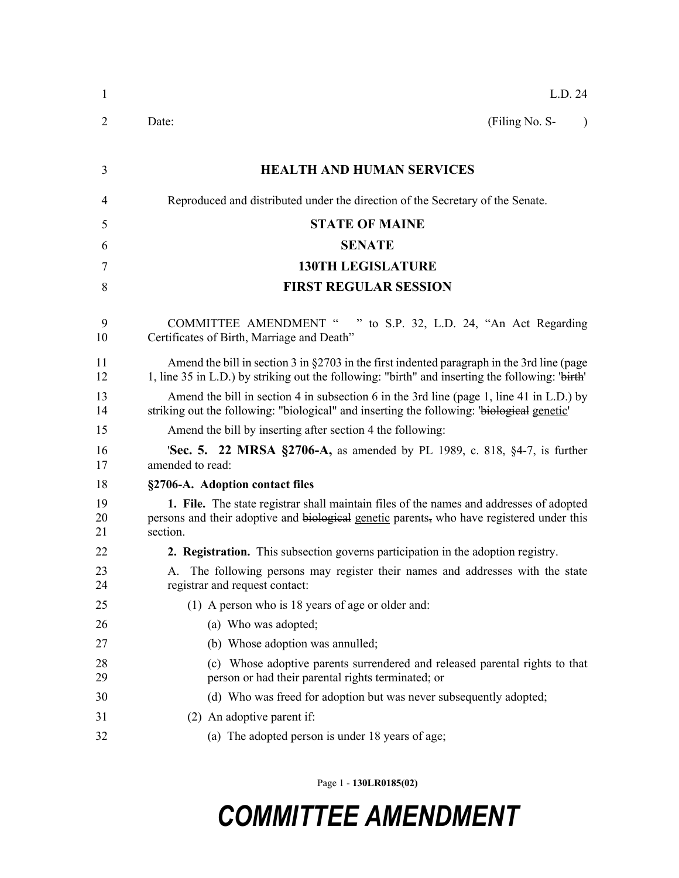L.D. 24

Date: (Filing No. S- )

**HEALTH AND HUMAN SERVICES**

Reproduced and distributed under the direction of the Secretary of the Senate.

**STATE OF MAINE**

**SENATE**

**130TH LEGISLATURE**

**FIRST REGULAR SESSION**

COMMITTEE AMENDMENT " " to S.P. 32, L.D. 24, "An Act Regarding Certificates of Birth, Marriage and Death"

Amend the bill in section 3 in §2703 in the first indented paragraph in the 3rd line (page 1, line 35 in L.D.) by striking out the following: "birth" and inserting the following: '~~birth~~'

Amend the bill in section 4 in subsection 6 in the 3rd line (page 1, line 41 in L.D.) by striking out the following: "biological" and inserting the following: '~~biological~~ <u>genetic</u>'

Amend the bill by inserting after section 4 the following:

'**Sec. 5. 22 MRSA §2706-A,** as amended by PL 1989, c. 818, §4-7, is further amended to read:

**§2706-A. Adoption contact files**

**1. File.** The state registrar shall maintain files of the names and addresses of adopted persons and their adoptive and ~~biological~~ <u>genetic</u> parents~~,~~ who have registered under this section.

**2. Registration.** This subsection governs participation in the adoption registry.

A. The following persons may register their names and addresses with the state registrar and request contact:

(1) A person who is 18 years of age or older and:

(a) Who was adopted;

(b) Whose adoption was annulled;

(c) Whose adoptive parents surrendered and released parental rights to that person or had their parental rights terminated; or

(d) Who was freed for adoption but was never subsequently adopted;

(2) An adoptive parent if:

(a) The adopted person is under 18 years of age;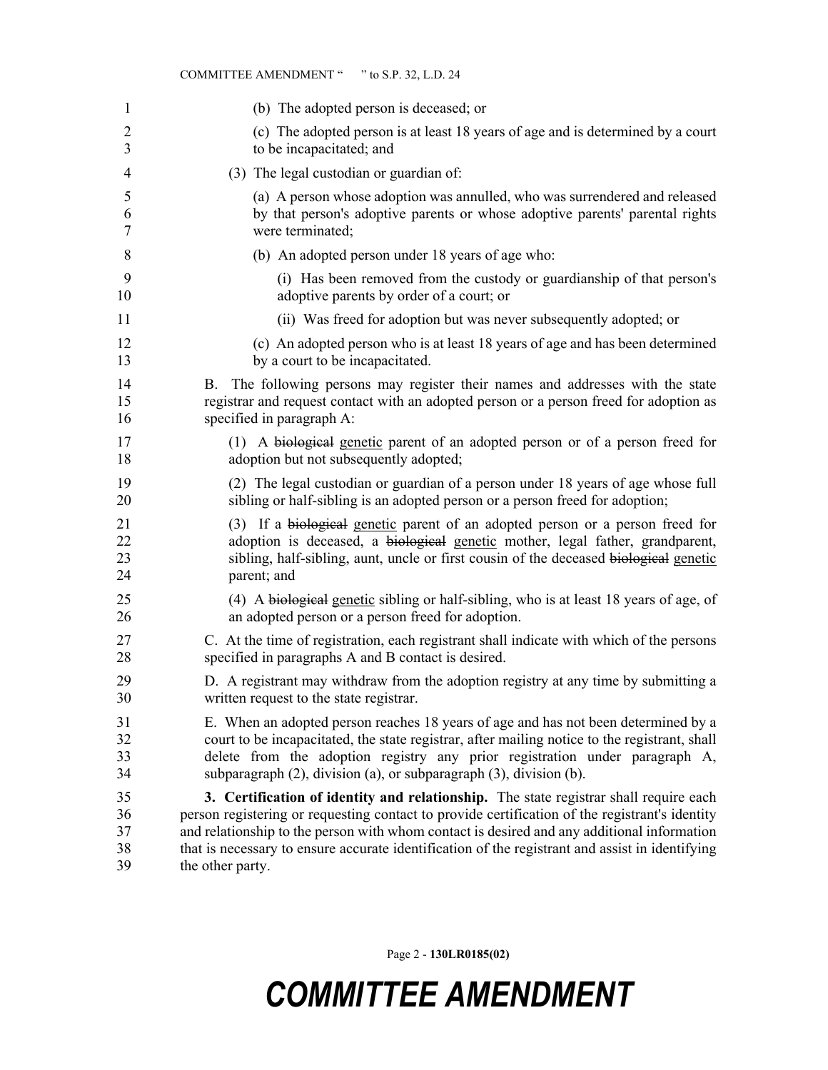(b) The adopted person is deceased; or

(c) The adopted person is at least 18 years of age and is determined by a court to be incapacitated; and

(3) The legal custodian or guardian of:

(a) A person whose adoption was annulled, who was surrendered and released by that person's adoptive parents or whose adoptive parents' parental rights were terminated;

(b) An adopted person under 18 years of age who:

(i) Has been removed from the custody or guardianship of that person's adoptive parents by order of a court; or

(ii) Was freed for adoption but was never subsequently adopted; or

(c) An adopted person who is at least 18 years of age and has been determined by a court to be incapacitated.

B. The following persons may register their names and addresses with the state registrar and request contact with an adopted person or a person freed for adoption as specified in paragraph A:

(1) A ~~biological~~ genetic parent of an adopted person or of a person freed for adoption but not subsequently adopted;

(2) The legal custodian or guardian of a person under 18 years of age whose full sibling or half-sibling is an adopted person or a person freed for adoption;

(3) If a ~~biological~~ genetic parent of an adopted person or a person freed for adoption is deceased, a ~~biological~~ genetic mother, legal father, grandparent, sibling, half-sibling, aunt, uncle or first cousin of the deceased ~~biological~~ genetic parent; and

(4) A ~~biological~~ genetic sibling or half-sibling, who is at least 18 years of age, of an adopted person or a person freed for adoption.

C. At the time of registration, each registrant shall indicate with which of the persons specified in paragraphs A and B contact is desired.

D. A registrant may withdraw from the adoption registry at any time by submitting a written request to the state registrar.

E. When an adopted person reaches 18 years of age and has not been determined by a court to be incapacitated, the state registrar, after mailing notice to the registrant, shall delete from the adoption registry any prior registration under paragraph A, subparagraph (2), division (a), or subparagraph (3), division (b).

**3. Certification of identity and relationship.** The state registrar shall require each person registering or requesting contact to provide certification of the registrant's identity and relationship to the person with whom contact is desired and any additional information that is necessary to ensure accurate identification of the registrant and assist in identifying the other party.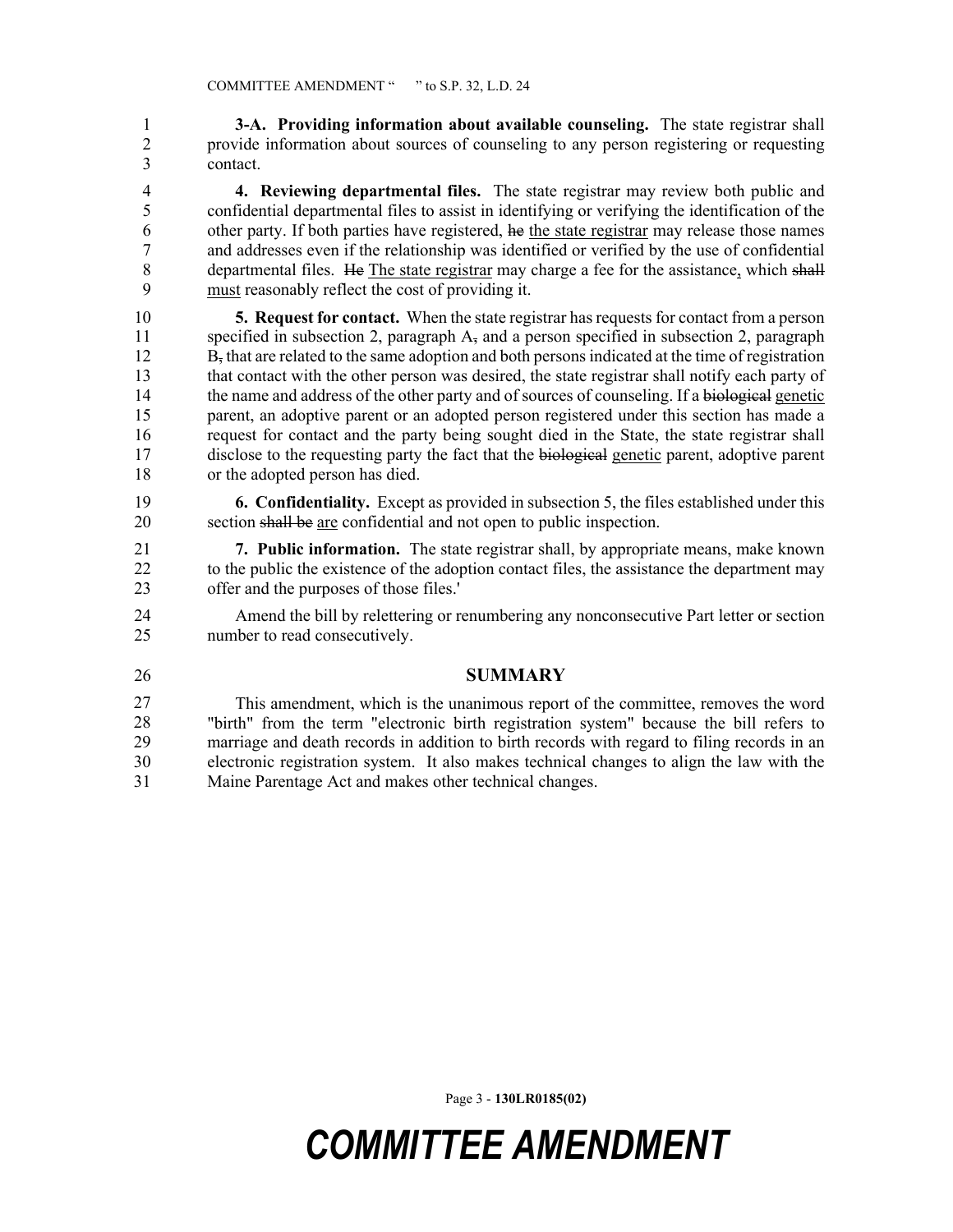**3-A. Providing information about available counseling.** The state registrar shall provide information about sources of counseling to any person registering or requesting contact.

**4. Reviewing departmental files.** The state registrar may review both public and confidential departmental files to assist in identifying or verifying the identification of the other party. If both parties have registered, ~~he~~ the state registrar may release those names and addresses even if the relationship was identified or verified by the use of confidential departmental files. ~~He~~ The state registrar may charge a fee for the assistance, which ~~shall~~ must reasonably reflect the cost of providing it.

**5. Request for contact.** When the state registrar has requests for contact from a person specified in subsection 2, paragraph A~~,~~ and a person specified in subsection 2, paragraph B~~,~~ that are related to the same adoption and both persons indicated at the time of registration that contact with the other person was desired, the state registrar shall notify each party of the name and address of the other party and of sources of counseling. If a ~~biological~~ genetic parent, an adoptive parent or an adopted person registered under this section has made a request for contact and the party being sought died in the State, the state registrar shall disclose to the requesting party the fact that the ~~biological~~ genetic parent, adoptive parent or the adopted person has died.

**6. Confidentiality.** Except as provided in subsection 5, the files established under this section ~~shall be~~ are confidential and not open to public inspection.

**7. Public information.** The state registrar shall, by appropriate means, make known to the public the existence of the adoption contact files, the assistance the department may offer and the purposes of those files.'

Amend the bill by relettering or renumbering any nonconsecutive Part letter or section number to read consecutively.

## SUMMARY

This amendment, which is the unanimous report of the committee, removes the word "birth" from the term "electronic birth registration system" because the bill refers to marriage and death records in addition to birth records with regard to filing records in an electronic registration system. It also makes technical changes to align the law with the Maine Parentage Act and makes other technical changes.